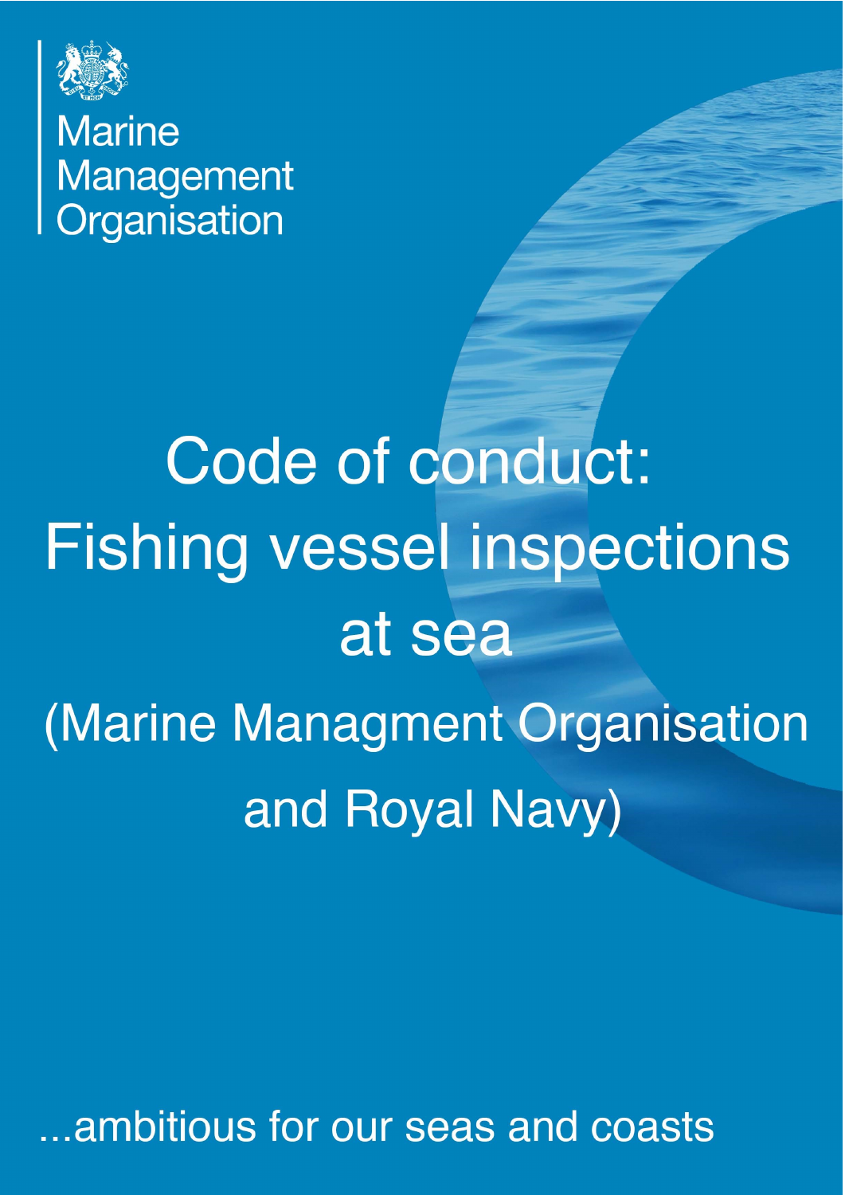Marine Management Organisation

# Code of conduct: Fishing vessel inspections at sea

## (Marine Managment Organisation and Royal Navy)

...ambitious for our seas and coasts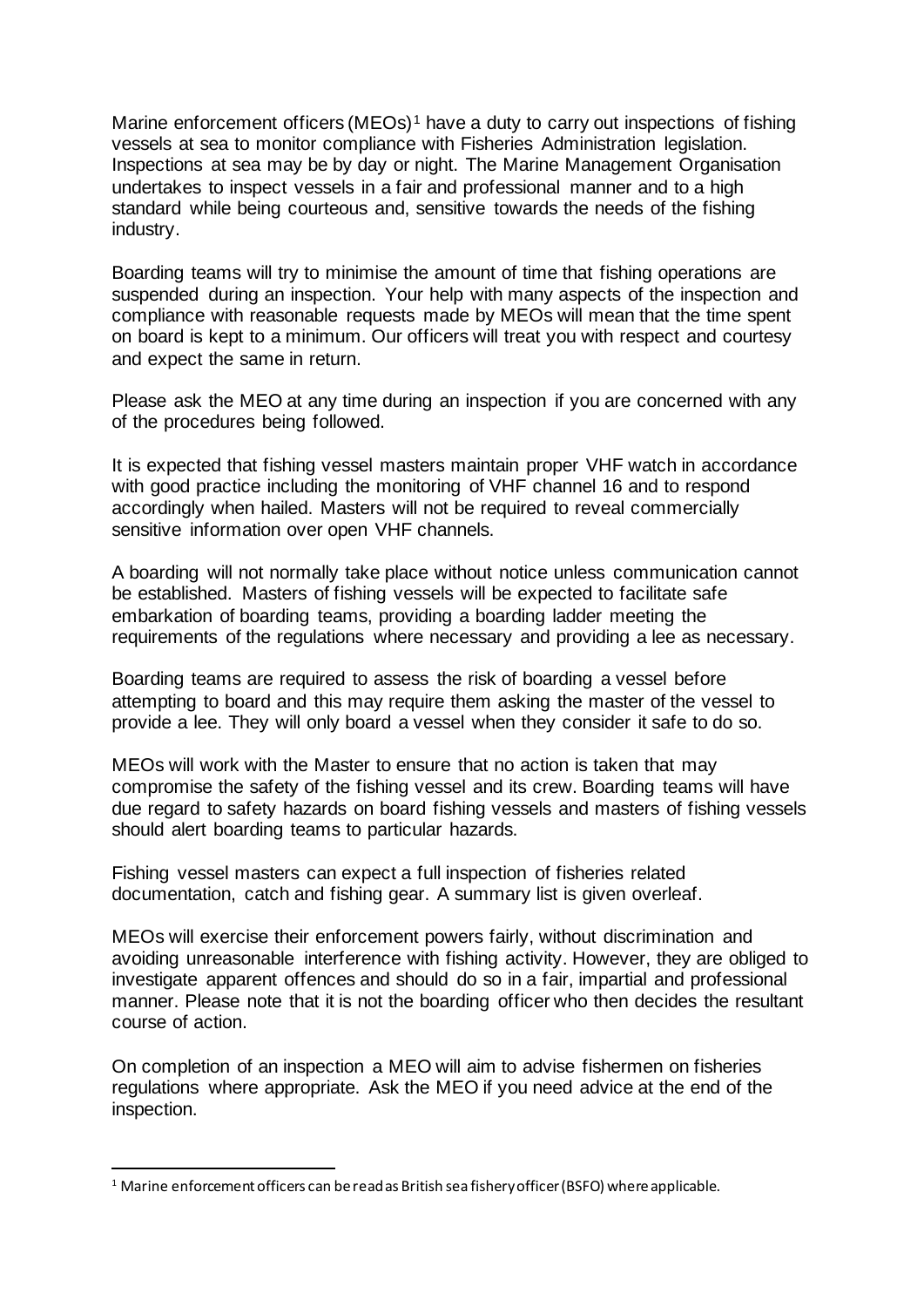Marine enforcement officers (MEOs)[1] have a duty to carry out inspections of fishing vessels at sea to monitor compliance with Fisheries Administration legislation. Inspections at sea may be by day or night. The Marine Management Organisation undertakes to inspect vessels in a fair and professional manner and to a high standard while being courteous and, sensitive towards the needs of the fishing industry.

Boarding teams will try to minimise the amount of time that fishing operations are suspended during an inspection. Your help with many aspects of the inspection and compliance with reasonable requests made by MEOs will mean that the time spent on board is kept to a minimum. Our officers will treat you with respect and courtesy and expect the same in return.

Please ask the MEO at any time during an inspection if you are concerned with any of the procedures being followed.

It is expected that fishing vessel masters maintain proper VHF watch in accordance with good practice including the monitoring of VHF channel 16 and to respond accordingly when hailed. Masters will not be required to reveal commercially sensitive information over open VHF channels.

A boarding will not normally take place without notice unless communication cannot be established. Masters of fishing vessels will be expected to facilitate safe embarkation of boarding teams, providing a boarding ladder meeting the requirements of the regulations where necessary and providing a lee as necessary.

Boarding teams are required to assess the risk of boarding a vessel before attempting to board and this may require them asking the master of the vessel to provide a lee. They will only board a vessel when they consider it safe to do so.

MEOs will work with the Master to ensure that no action is taken that may compromise the safety of the fishing vessel and its crew. Boarding teams will have due regard to safety hazards on board fishing vessels and masters of fishing vessels should alert boarding teams to particular hazards.

Fishing vessel masters can expect a full inspection of fisheries related documentation, catch and fishing gear. A summary list is given overleaf.

MEOs will exercise their enforcement powers fairly, without discrimination and avoiding unreasonable interference with fishing activity. However, they are obliged to investigate apparent offences and should do so in a fair, impartial and professional manner. Please note that it is not the boarding officer who then decides the resultant course of action.

On completion of an inspection a MEO will aim to advise fishermen on fisheries regulations where appropriate. Ask the MEO if you need advice at the end of the inspection.

---

[1] Marine enforcement officers can be read as British sea fishery officer (BSFO) where applicable.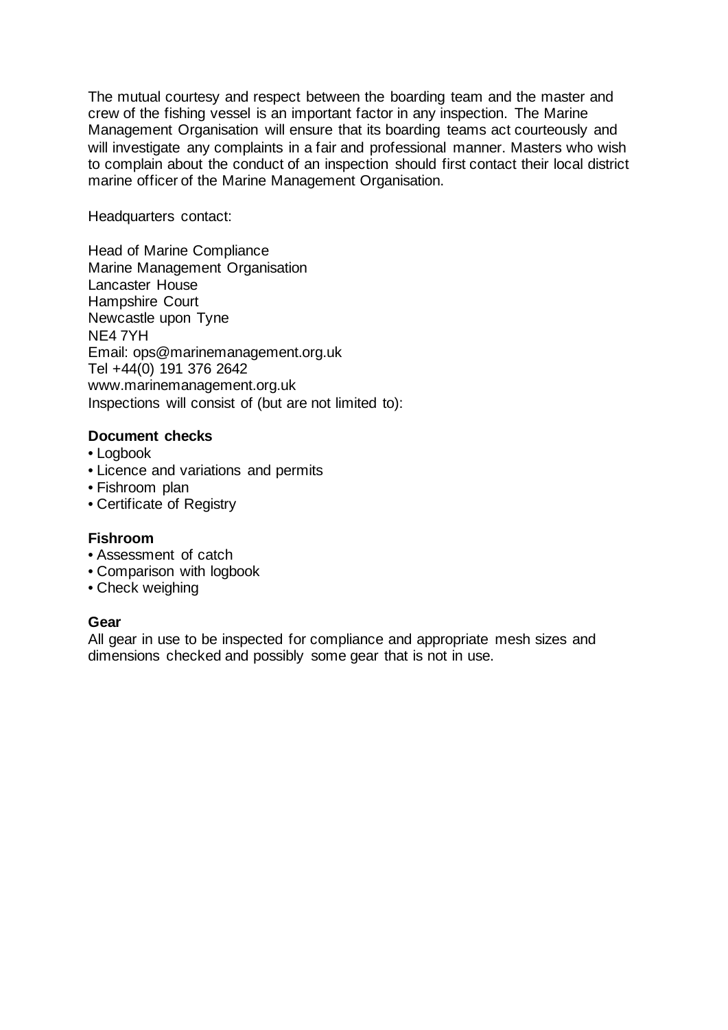The mutual courtesy and respect between the boarding team and the master and crew of the fishing vessel is an important factor in any inspection. The Marine Management Organisation will ensure that its boarding teams act courteously and will investigate any complaints in a fair and professional manner. Masters who wish to complain about the conduct of an inspection should first contact their local district marine officer of the Marine Management Organisation.

Headquarters contact:

Head of Marine Compliance
Marine Management Organisation
Lancaster House
Hampshire Court
Newcastle upon Tyne
NE4 7YH
Email: ops@marinemanagement.org.uk
Tel +44(0) 191 376 2642
www.marinemanagement.org.uk
Inspections will consist of (but are not limited to):

**Document checks**

- Logbook
- Licence and variations and permits
- Fishroom plan
- Certificate of Registry

**Fishroom**

- Assessment of catch
- Comparison with logbook
- Check weighing

**Gear**

All gear in use to be inspected for compliance and appropriate mesh sizes and dimensions checked and possibly some gear that is not in use.